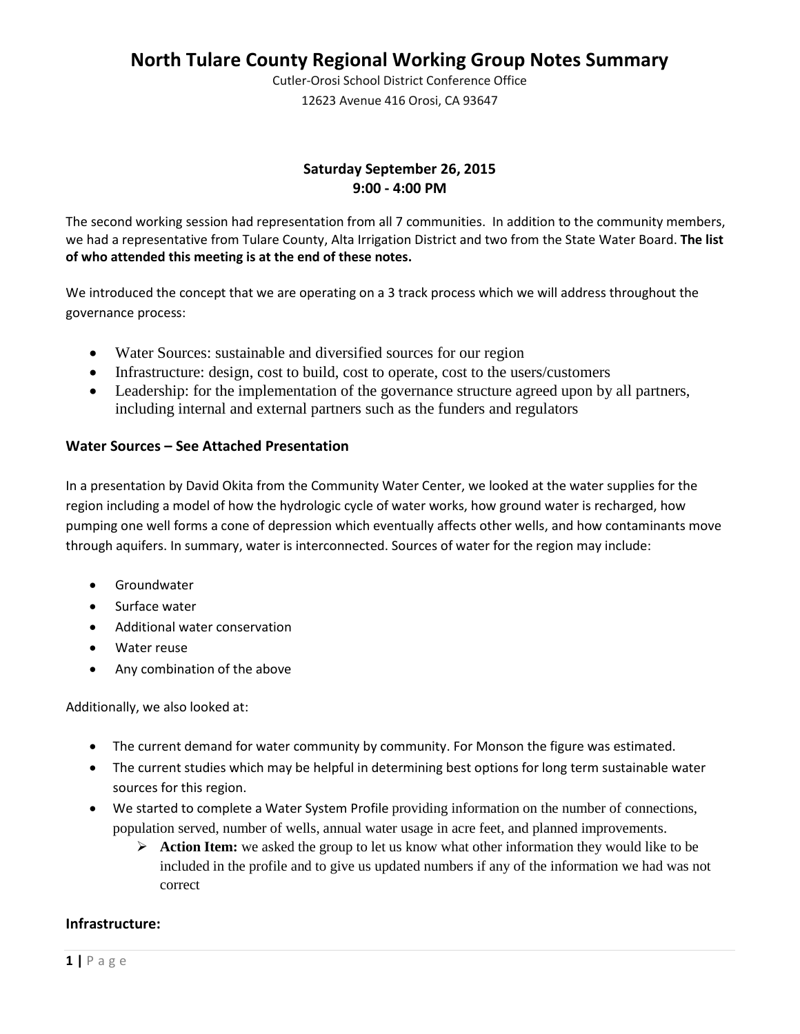# North Tulare County Regional Working Group Notes Summary

Cutler-Orosi School District Conference Office

12623 Avenue 416 Orosi, CA 93647

**Saturday September 26, 2015**
**9:00 - 4:00 PM**

The second working session had representation from all 7 communities. In addition to the community members, we had a representative from Tulare County, Alta Irrigation District and two from the State Water Board. **The list of who attended this meeting is at the end of these notes.**

We introduced the concept that we are operating on a 3 track process which we will address throughout the governance process:

- Water Sources: sustainable and diversified sources for our region
- Infrastructure: design, cost to build, cost to operate, cost to the users/customers
- Leadership: for the implementation of the governance structure agreed upon by all partners, including internal and external partners such as the funders and regulators

## Water Sources – See Attached Presentation

In a presentation by David Okita from the Community Water Center, we looked at the water supplies for the region including a model of how the hydrologic cycle of water works, how ground water is recharged, how pumping one well forms a cone of depression which eventually affects other wells, and how contaminants move through aquifers. In summary, water is interconnected. Sources of water for the region may include:

- Groundwater
- Surface water
- Additional water conservation
- Water reuse
- Any combination of the above

Additionally, we also looked at:

- The current demand for water community by community. For Monson the figure was estimated.
- The current studies which may be helpful in determining best options for long term sustainable water sources for this region.
- We started to complete a Water System Profile providing information on the number of connections, population served, number of wells, annual water usage in acre feet, and planned improvements.
  - **Action Item:** we asked the group to let us know what other information they would like to be included in the profile and to give us updated numbers if any of the information we had was not correct

## Infrastructure: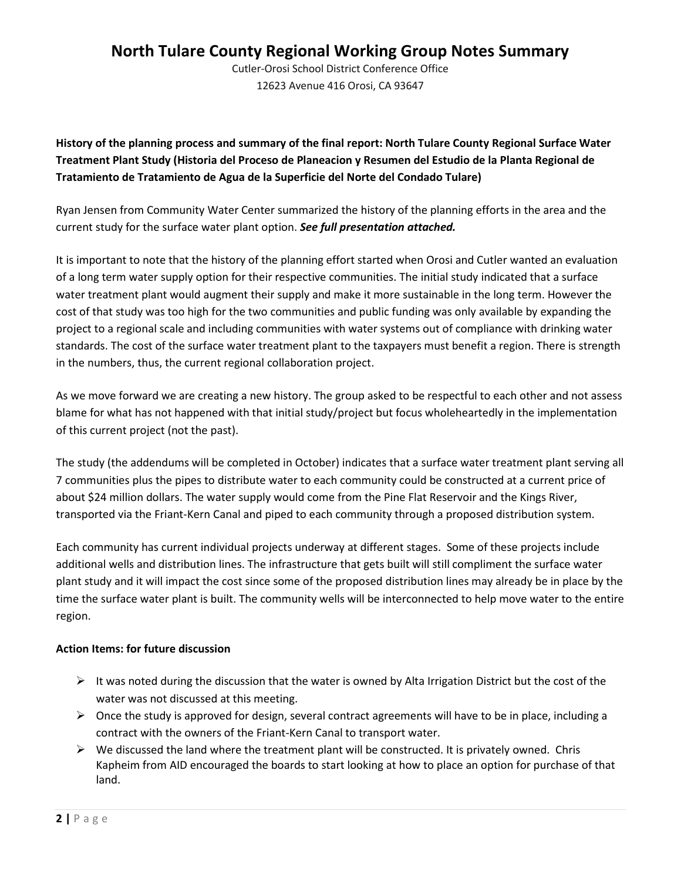# North Tulare County Regional Working Group Notes Summary

Cutler-Orosi School District Conference Office
12623 Avenue 416 Orosi, CA 93647

**History of the planning process and summary of the final report: North Tulare County Regional Surface Water Treatment Plant Study (Historia del Proceso de Planeacion y Resumen del Estudio de la Planta Regional de Tratamiento de Tratamiento de Agua de la Superficie del Norte del Condado Tulare)**

Ryan Jensen from Community Water Center summarized the history of the planning efforts in the area and the current study for the surface water plant option. ***See full presentation attached.***

It is important to note that the history of the planning effort started when Orosi and Cutler wanted an evaluation of a long term water supply option for their respective communities. The initial study indicated that a surface water treatment plant would augment their supply and make it more sustainable in the long term. However the cost of that study was too high for the two communities and public funding was only available by expanding the project to a regional scale and including communities with water systems out of compliance with drinking water standards. The cost of the surface water treatment plant to the taxpayers must benefit a region. There is strength in the numbers, thus, the current regional collaboration project.

As we move forward we are creating a new history. The group asked to be respectful to each other and not assess blame for what has not happened with that initial study/project but focus wholeheartedly in the implementation of this current project (not the past).

The study (the addendums will be completed in October) indicates that a surface water treatment plant serving all 7 communities plus the pipes to distribute water to each community could be constructed at a current price of about $24 million dollars. The water supply would come from the Pine Flat Reservoir and the Kings River, transported via the Friant-Kern Canal and piped to each community through a proposed distribution system.

Each community has current individual projects underway at different stages. Some of these projects include additional wells and distribution lines. The infrastructure that gets built will still compliment the surface water plant study and it will impact the cost since some of the proposed distribution lines may already be in place by the time the surface water plant is built. The community wells will be interconnected to help move water to the entire region.

**Action Items: for future discussion**

- It was noted during the discussion that the water is owned by Alta Irrigation District but the cost of the water was not discussed at this meeting.
- Once the study is approved for design, several contract agreements will have to be in place, including a contract with the owners of the Friant-Kern Canal to transport water.
- We discussed the land where the treatment plant will be constructed. It is privately owned. Chris Kapheim from AID encouraged the boards to start looking at how to place an option for purchase of that land.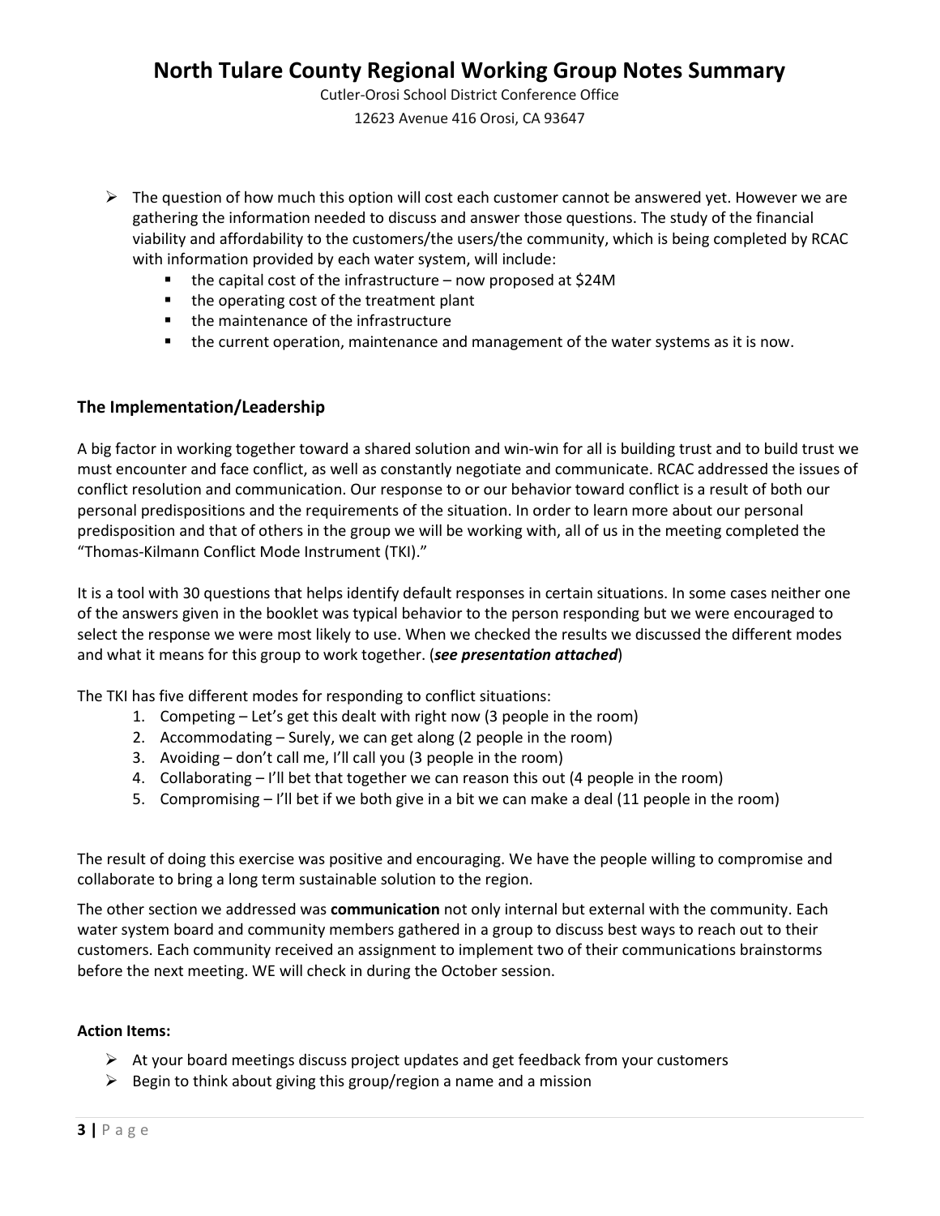- The question of how much this option will cost each customer cannot be answered yet. However we are gathering the information needed to discuss and answer those questions. The study of the financial viability and affordability to the customers/the users/the community, which is being completed by RCAC with information provided by each water system, will include:
    - the capital cost of the infrastructure – now proposed at $24M
    - the operating cost of the treatment plant
    - the maintenance of the infrastructure
    - the current operation, maintenance and management of the water systems as it is now.

### The Implementation/Leadership

A big factor in working together toward a shared solution and win-win for all is building trust and to build trust we must encounter and face conflict, as well as constantly negotiate and communicate. RCAC addressed the issues of conflict resolution and communication. Our response to or our behavior toward conflict is a result of both our personal predispositions and the requirements of the situation. In order to learn more about our personal predisposition and that of others in the group we will be working with, all of us in the meeting completed the "Thomas-Kilmann Conflict Mode Instrument (TKI)."

It is a tool with 30 questions that helps identify default responses in certain situations. In some cases neither one of the answers given in the booklet was typical behavior to the person responding but we were encouraged to select the response we were most likely to use. When we checked the results we discussed the different modes and what it means for this group to work together. (***see presentation attached***)

The TKI has five different modes for responding to conflict situations:

1. Competing – Let's get this dealt with right now (3 people in the room)
2. Accommodating – Surely, we can get along (2 people in the room)
3. Avoiding – don't call me, I'll call you (3 people in the room)
4. Collaborating – I'll bet that together we can reason this out (4 people in the room)
5. Compromising – I'll bet if we both give in a bit we can make a deal (11 people in the room)

The result of doing this exercise was positive and encouraging. We have the people willing to compromise and collaborate to bring a long term sustainable solution to the region.

The other section we addressed was **communication** not only internal but external with the community. Each water system board and community members gathered in a group to discuss best ways to reach out to their customers. Each community received an assignment to implement two of their communications brainstorms before the next meeting. WE will check in during the October session.

**Action Items:**

- At your board meetings discuss project updates and get feedback from your customers
- Begin to think about giving this group/region a name and a mission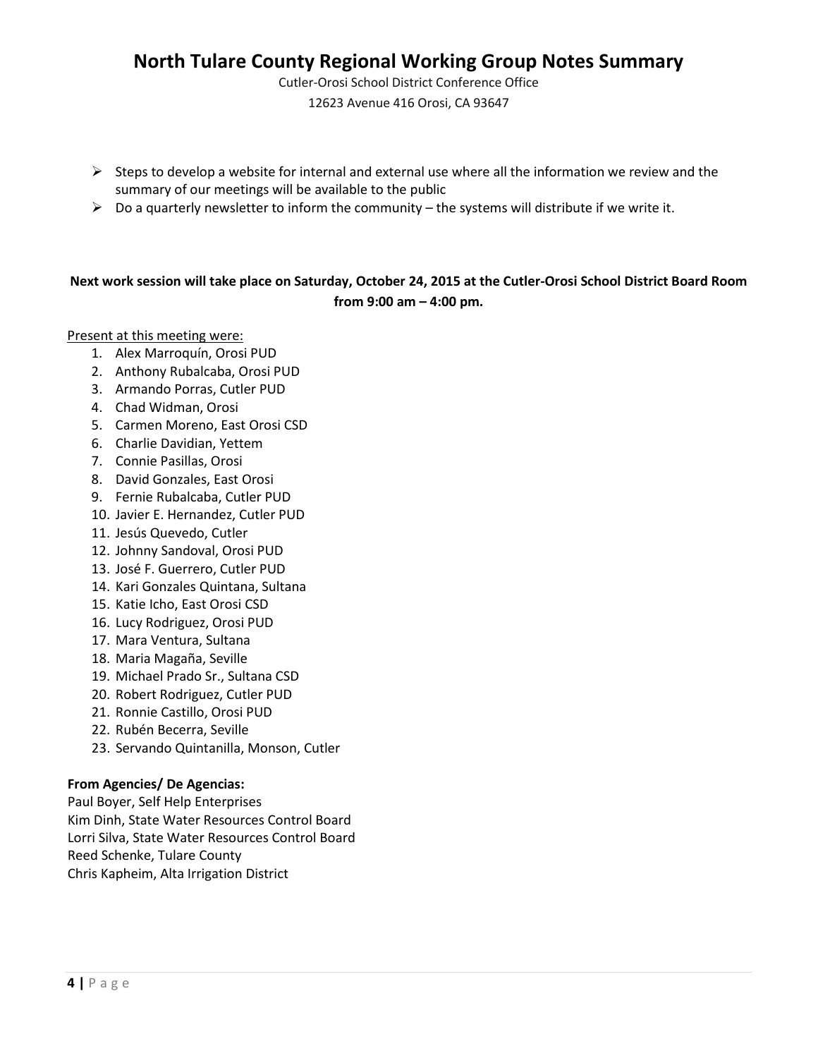- Steps to develop a website for internal and external use where all the information we review and the summary of our meetings will be available to the public
- Do a quarterly newsletter to inform the community – the systems will distribute if we write it.

**Next work session will take place on Saturday, October 24, 2015 at the Cutler-Orosi School District Board Room from 9:00 am – 4:00 pm.**

Present at this meeting were:

1. Alex Marroquín, Orosi PUD
2. Anthony Rubalcaba, Orosi PUD
3. Armando Porras, Cutler PUD
4. Chad Widman, Orosi
5. Carmen Moreno, East Orosi CSD
6. Charlie Davidian, Yettem
7. Connie Pasillas, Orosi
8. David Gonzales, East Orosi
9. Fernie Rubalcaba, Cutler PUD
10. Javier E. Hernandez, Cutler PUD
11. Jesús Quevedo, Cutler
12. Johnny Sandoval, Orosi PUD
13. José F. Guerrero, Cutler PUD
14. Kari Gonzales Quintana, Sultana
15. Katie Icho, East Orosi CSD
16. Lucy Rodriguez, Orosi PUD
17. Mara Ventura, Sultana
18. Maria Magaña, Seville
19. Michael Prado Sr., Sultana CSD
20. Robert Rodriguez, Cutler PUD
21. Ronnie Castillo, Orosi PUD
22. Rubén Becerra, Seville
23. Servando Quintanilla, Monson, Cutler

**From Agencies/ De Agencias:**

Paul Boyer, Self Help Enterprises
Kim Dinh, State Water Resources Control Board
Lorri Silva, State Water Resources Control Board
Reed Schenke, Tulare County
Chris Kapheim, Alta Irrigation District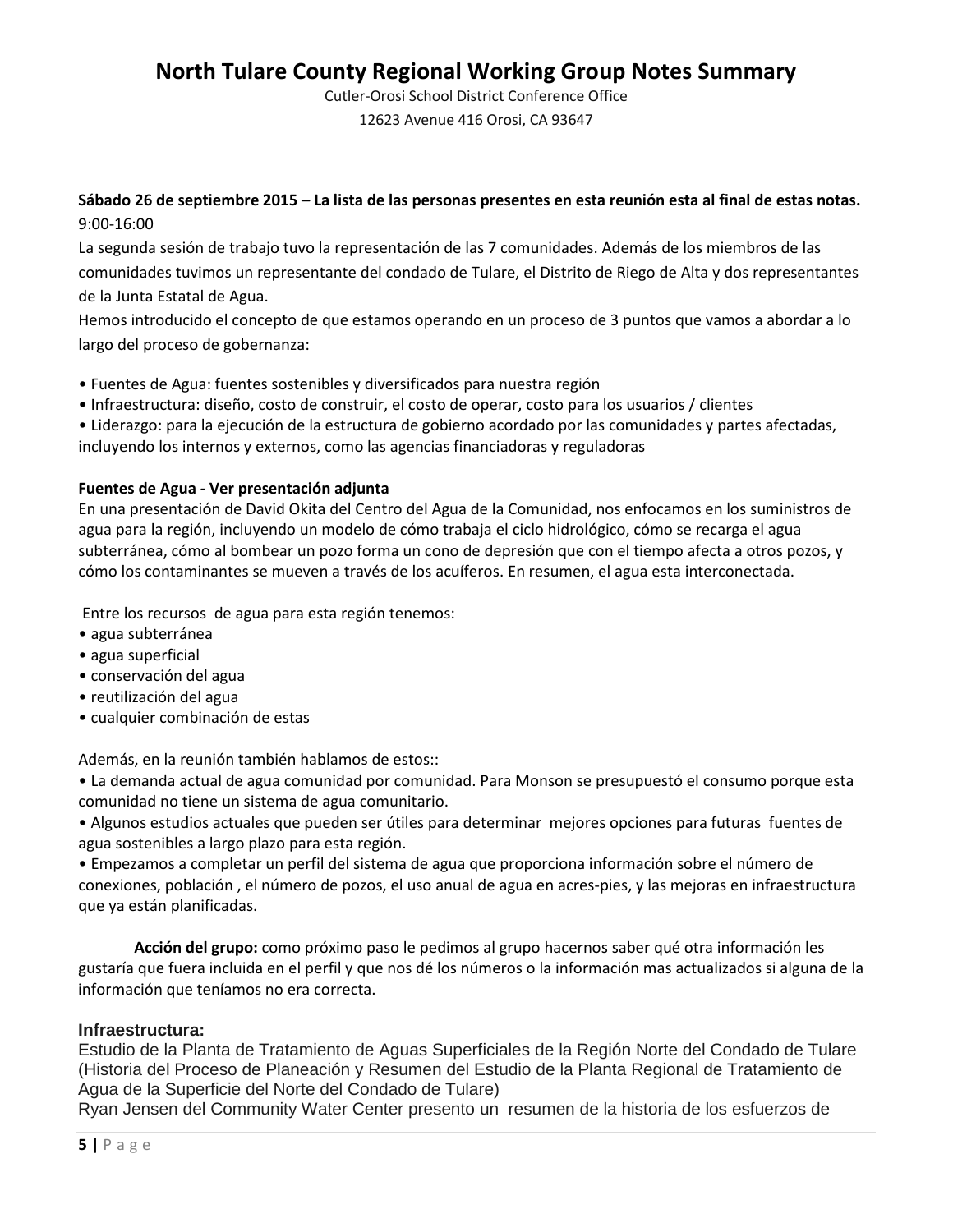# North Tulare County Regional Working Group Notes Summary

Cutler-Orosi School District Conference Office

12623 Avenue 416 Orosi, CA 93647

**Sábado 26 de septiembre 2015 – La lista de las personas presentes en esta reunión esta al final de estas notas.**

9:00-16:00

La segunda sesión de trabajo tuvo la representación de las 7 comunidades. Además de los miembros de las comunidades tuvimos un representante del condado de Tulare, el Distrito de Riego de Alta y dos representantes de la Junta Estatal de Agua.

Hemos introducido el concepto de que estamos operando en un proceso de 3 puntos que vamos a abordar a lo largo del proceso de gobernanza:

- Fuentes de Agua: fuentes sostenibles y diversificados para nuestra región
- Infraestructura: diseño, costo de construir, el costo de operar, costo para los usuarios / clientes
- Liderazgo: para la ejecución de la estructura de gobierno acordado por las comunidades y partes afectadas, incluyendo los internos y externos, como las agencias financiadoras y reguladoras

**Fuentes de Agua - Ver presentación adjunta**

En una presentación de David Okita del Centro del Agua de la Comunidad, nos enfocamos en los suministros de agua para la región, incluyendo un modelo de cómo trabaja el ciclo hidrológico, cómo se recarga el agua subterránea, cómo al bombear un pozo forma un cono de depresión que con el tiempo afecta a otros pozos, y cómo los contaminantes se mueven a través de los acuíferos. En resumen, el agua esta interconectada.

Entre los recursos de agua para esta región tenemos:

- agua subterránea
- agua superficial
- conservación del agua
- reutilización del agua
- cualquier combinación de estas

Además, en la reunión también hablamos de estos::

- La demanda actual de agua comunidad por comunidad. Para Monson se presupuestó el consumo porque esta comunidad no tiene un sistema de agua comunitario.
- Algunos estudios actuales que pueden ser útiles para determinar mejores opciones para futuras fuentes de agua sostenibles a largo plazo para esta región.
- Empezamos a completar un perfil del sistema de agua que proporciona información sobre el número de conexiones, población , el número de pozos, el uso anual de agua en acres-pies, y las mejoras en infraestructura que ya están planificadas.

**Acción del grupo:** como próximo paso le pedimos al grupo hacernos saber qué otra información les gustaría que fuera incluida en el perfil y que nos dé los números o la información mas actualizados si alguna de la información que teníamos no era correcta.

**Infraestructura:**

Estudio de la Planta de Tratamiento de Aguas Superficiales de la Región Norte del Condado de Tulare (Historia del Proceso de Planeación y Resumen del Estudio de la Planta Regional de Tratamiento de Agua de la Superficie del Norte del Condado de Tulare)

Ryan Jensen del Community Water Center presento un resumen de la historia de los esfuerzos de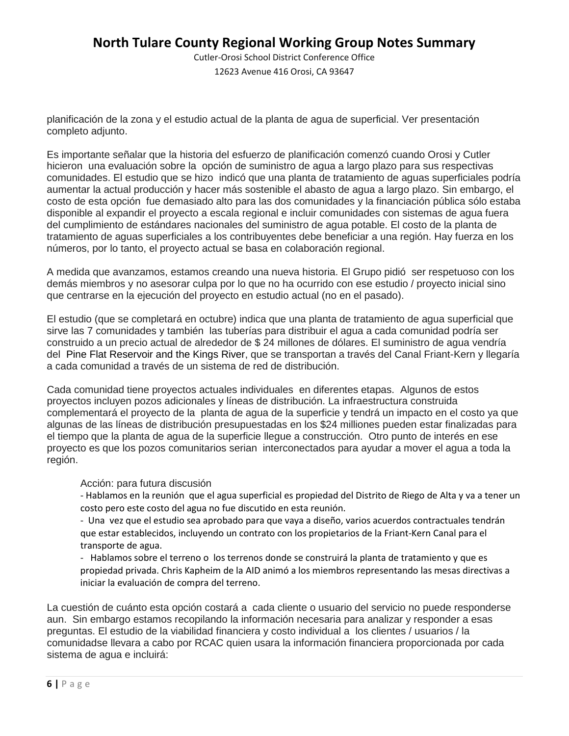planificación de la zona y el estudio actual de la planta de agua de superficial. Ver presentación completo adjunto.

Es importante señalar que la historia del esfuerzo de planificación comenzó cuando Orosi y Cutler hicieron una evaluación sobre la opción de suministro de agua a largo plazo para sus respectivas comunidades. El estudio que se hizo indicó que una planta de tratamiento de aguas superficiales podría aumentar la actual producción y hacer más sostenible el abasto de agua a largo plazo. Sin embargo, el costo de esta opción fue demasiado alto para las dos comunidades y la financiación pública sólo estaba disponible al expandir el proyecto a escala regional e incluir comunidades con sistemas de agua fuera del cumplimiento de estándares nacionales del suministro de agua potable. El costo de la planta de tratamiento de aguas superficiales a los contribuyentes debe beneficiar a una región. Hay fuerza en los números, por lo tanto, el proyecto actual se basa en colaboración regional.

A medida que avanzamos, estamos creando una nueva historia. El Grupo pidió ser respetuoso con los demás miembros y no asesorar culpa por lo que no ha ocurrido con ese estudio / proyecto inicial sino que centrarse en la ejecución del proyecto en estudio actual (no en el pasado).

El estudio (que se completará en octubre) indica que una planta de tratamiento de agua superficial que sirve las 7 comunidades y también las tuberías para distribuir el agua a cada comunidad podría ser construido a un precio actual de alrededor de $ 24 millones de dólares. El suministro de agua vendría del Pine Flat Reservoir and the Kings River, que se transportan a través del Canal Friant-Kern y llegaría a cada comunidad a través de un sistema de red de distribución.

Cada comunidad tiene proyectos actuales individuales en diferentes etapas. Algunos de estos proyectos incluyen pozos adicionales y líneas de distribución. La infraestructura construida complementará el proyecto de la planta de agua de la superficie y tendrá un impacto en el costo ya que algunas de las líneas de distribución presupuestadas en los $24 milliones pueden estar finalizadas para el tiempo que la planta de agua de la superficie llegue a construcción. Otro punto de interés en ese proyecto es que los pozos comunitarios serian interconectados para ayudar a mover el agua a toda la región.

Acción: para futura discusión

- Hablamos en la reunión que el agua superficial es propiedad del Distrito de Riego de Alta y va a tener un costo pero este costo del agua no fue discutido en esta reunión.
- Una vez que el estudio sea aprobado para que vaya a diseño, varios acuerdos contractuales tendrán que estar establecidos, incluyendo un contrato con los propietarios de la Friant-Kern Canal para el transporte de agua.
- Hablamos sobre el terreno o los terrenos donde se construirá la planta de tratamiento y que es propiedad privada. Chris Kapheim de la AID animó a los miembros representando las mesas directivas a iniciar la evaluación de compra del terreno.

La cuestión de cuánto esta opción costará a cada cliente o usuario del servicio no puede responderse aun. Sin embargo estamos recopilando la información necesaria para analizar y responder a esas preguntas. El estudio de la viabilidad financiera y costo individual a los clientes / usuarios / la comunidadse llevara a cabo por RCAC quien usara la información financiera proporcionada por cada sistema de agua e incluirá: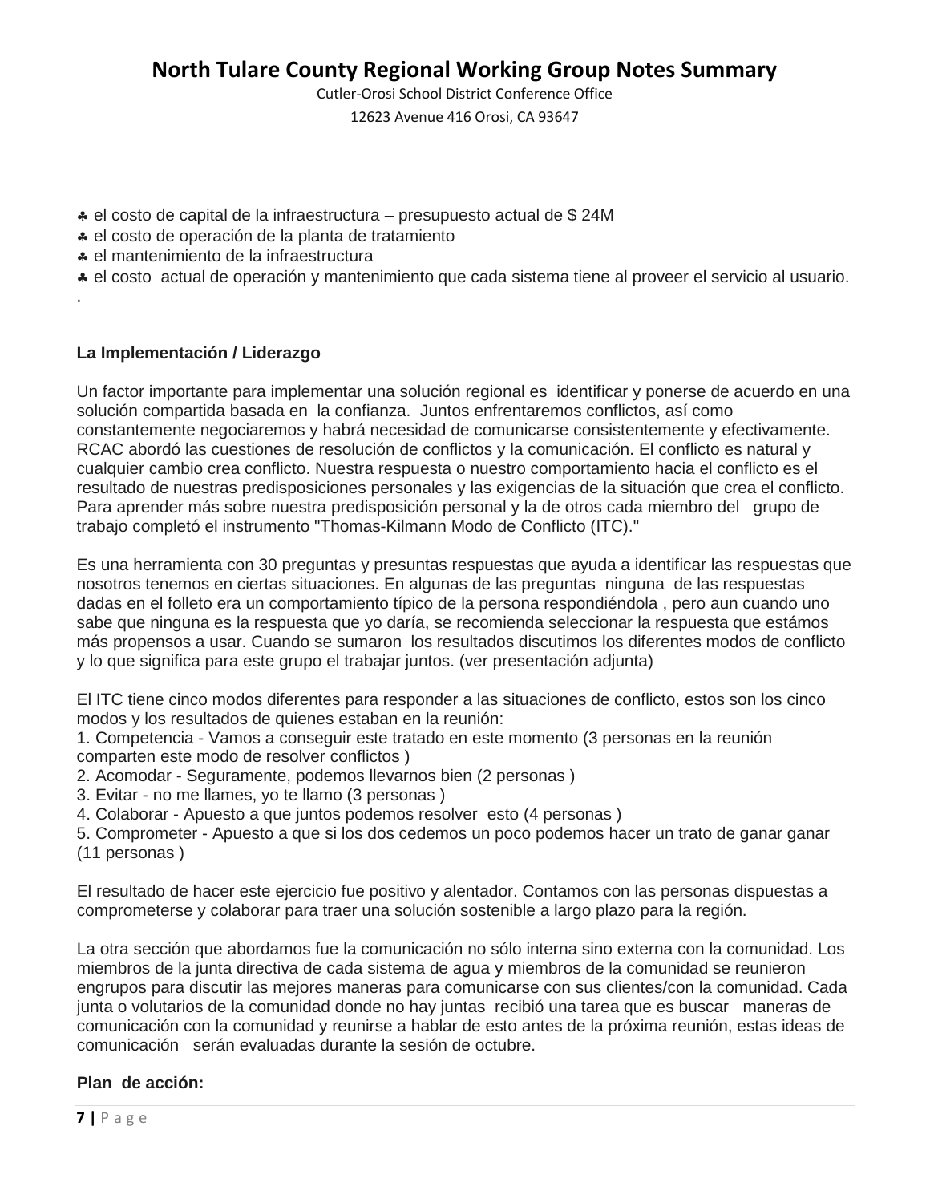# North Tulare County Regional Working Group Notes Summary

Cutler-Orosi School District Conference Office

12623 Avenue 416 Orosi, CA 93647

- el costo de capital de la infraestructura – presupuesto actual de $ 24M
- el costo de operación de la planta de tratamiento
- el mantenimiento de la infraestructura
- el costo actual de operación y mantenimiento que cada sistema tiene al proveer el servicio al usuario.

.

**La Implementación / Liderazgo**

Un factor importante para implementar una solución regional es identificar y ponerse de acuerdo en una solución compartida basada en la confianza. Juntos enfrentaremos conflictos, así como constantemente negociaremos y habrá necesidad de comunicarse consistentemente y efectivamente. RCAC abordó las cuestiones de resolución de conflictos y la comunicación. El conflicto es natural y cualquier cambio crea conflicto. Nuestra respuesta o nuestro comportamiento hacia el conflicto es el resultado de nuestras predisposiciones personales y las exigencias de la situación que crea el conflicto. Para aprender más sobre nuestra predisposición personal y la de otros cada miembro del grupo de trabajo completó el instrumento "Thomas-Kilmann Modo de Conflicto (ITC)."

Es una herramienta con 30 preguntas y presuntas respuestas que ayuda a identificar las respuestas que nosotros tenemos en ciertas situaciones. En algunas de las preguntas ninguna de las respuestas dadas en el folleto era un comportamiento típico de la persona respondiéndola , pero aun cuando uno sabe que ninguna es la respuesta que yo daría, se recomienda seleccionar la respuesta que estámos más propensos a usar. Cuando se sumaron los resultados discutimos los diferentes modos de conflicto y lo que significa para este grupo el trabajar juntos. (ver presentación adjunta)

El ITC tiene cinco modos diferentes para responder a las situaciones de conflicto, estos son los cinco modos y los resultados de quienes estaban en la reunión:

1. Competencia - Vamos a conseguir este tratado en este momento (3 personas en la reunión comparten este modo de resolver conflictos )
2. Acomodar - Seguramente, podemos llevarnos bien (2 personas )
3. Evitar - no me llames, yo te llamo (3 personas )
4. Colaborar - Apuesto a que juntos podemos resolver esto (4 personas )
5. Comprometer - Apuesto a que si los dos cedemos un poco podemos hacer un trato de ganar ganar (11 personas )

El resultado de hacer este ejercicio fue positivo y alentador. Contamos con las personas dispuestas a comprometerse y colaborar para traer una solución sostenible a largo plazo para la región.

La otra sección que abordamos fue la comunicación no sólo interna sino externa con la comunidad. Los miembros de la junta directiva de cada sistema de agua y miembros de la comunidad se reunieron engrupos para discutir las mejores maneras para comunicarse con sus clientes/con la comunidad. Cada junta o volutarios de la comunidad donde no hay juntas recibió una tarea que es buscar maneras de comunicación con la comunidad y reunirse a hablar de esto antes de la próxima reunión, estas ideas de comunicación serán evaluadas durante la sesión de octubre.

**Plan de acción:**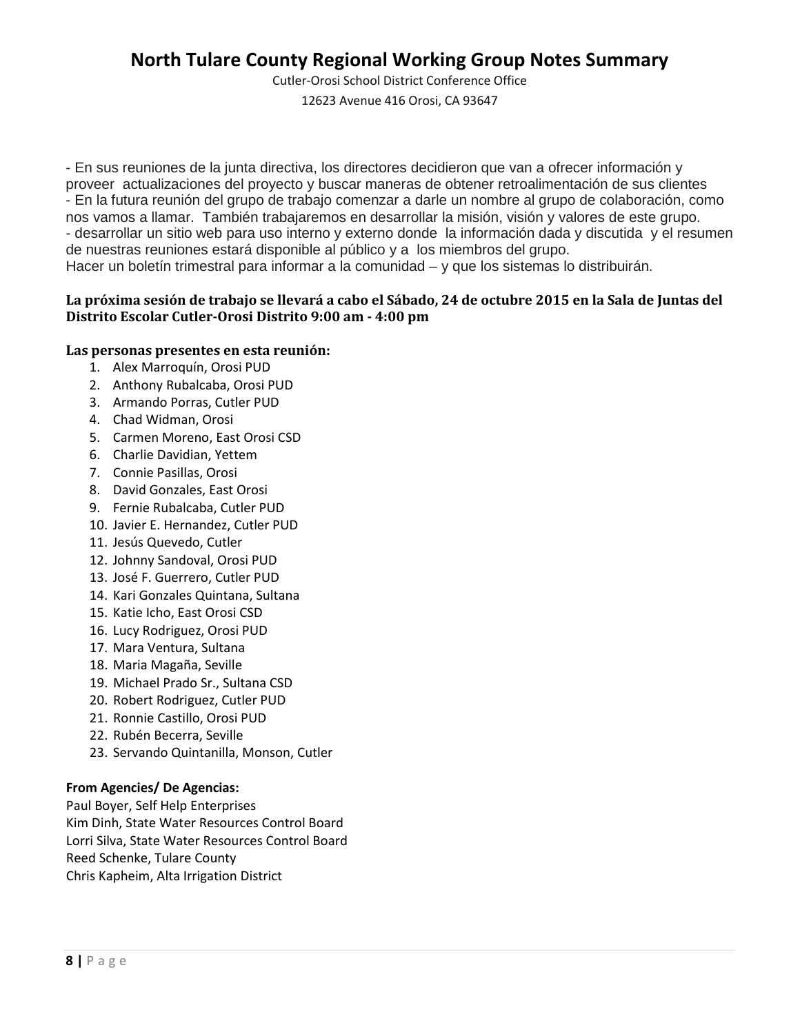# North Tulare County Regional Working Group Notes Summary

Cutler-Orosi School District Conference Office

12623 Avenue 416 Orosi, CA 93647

- En sus reuniones de la junta directiva, los directores decidieron que van a ofrecer información y proveer actualizaciones del proyecto y buscar maneras de obtener retroalimentación de sus clientes
- En la futura reunión del grupo de trabajo comenzar a darle un nombre al grupo de colaboración, como nos vamos a llamar. También trabajaremos en desarrollar la misión, visión y valores de este grupo.
- desarrollar un sitio web para uso interno y externo donde la información dada y discutida y el resumen de nuestras reuniones estará disponible al público y a los miembros del grupo.

Hacer un boletín trimestral para informar a la comunidad – y que los sistemas lo distribuirán.

**La próxima sesión de trabajo se llevará a cabo el Sábado, 24 de octubre 2015 en la Sala de Juntas del Distrito Escolar Cutler-Orosi Distrito 9:00 am - 4:00 pm**

**Las personas presentes en esta reunión:**

1. Alex Marroquín, Orosi PUD
2. Anthony Rubalcaba, Orosi PUD
3. Armando Porras, Cutler PUD
4. Chad Widman, Orosi
5. Carmen Moreno, East Orosi CSD
6. Charlie Davidian, Yettem
7. Connie Pasillas, Orosi
8. David Gonzales, East Orosi
9. Fernie Rubalcaba, Cutler PUD
10. Javier E. Hernandez, Cutler PUD
11. Jesús Quevedo, Cutler
12. Johnny Sandoval, Orosi PUD
13. José F. Guerrero, Cutler PUD
14. Kari Gonzales Quintana, Sultana
15. Katie Icho, East Orosi CSD
16. Lucy Rodriguez, Orosi PUD
17. Mara Ventura, Sultana
18. Maria Magaña, Seville
19. Michael Prado Sr., Sultana CSD
20. Robert Rodriguez, Cutler PUD
21. Ronnie Castillo, Orosi PUD
22. Rubén Becerra, Seville
23. Servando Quintanilla, Monson, Cutler

**From Agencies/ De Agencias:**

Paul Boyer, Self Help Enterprises
Kim Dinh, State Water Resources Control Board
Lorri Silva, State Water Resources Control Board
Reed Schenke, Tulare County
Chris Kapheim, Alta Irrigation District